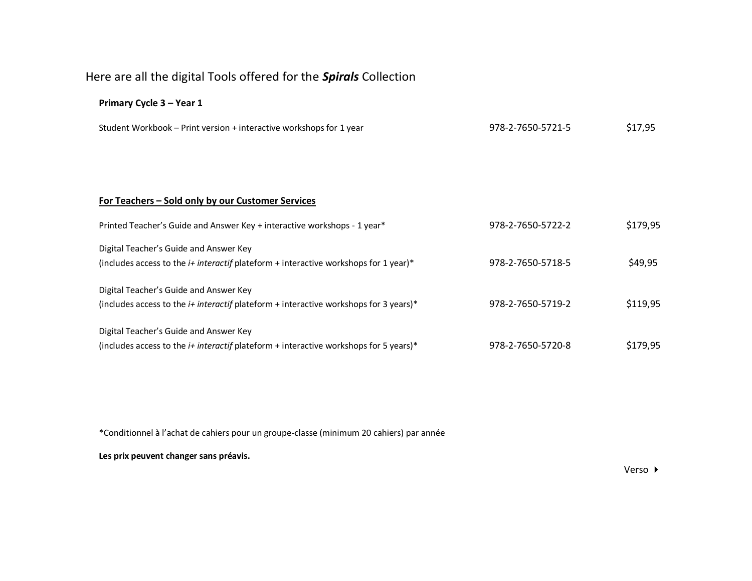# Here are all the digital Tools offered for the ***Spirals*** Collection

**Primary Cycle 3 – Year 1**

| | | |
|---|---|---|
| Student Workbook – Print version + interactive workshops for 1 year | 978-2-7650-5721-5 | $17,95 |

**<u>For Teachers – Sold only by our Customer Services</u>**

| | | |
|---|---|---|
| Printed Teacher's Guide and Answer Key + interactive workshops - 1 year* | 978-2-7650-5722-2 | $179,95 |
| Digital Teacher's Guide and Answer Key (includes access to the *i+ interactif* plateform + interactive workshops for 1 year)* | 978-2-7650-5718-5 | $49,95 |
| Digital Teacher's Guide and Answer Key (includes access to the *i+ interactif* plateform + interactive workshops for 3 years)* | 978-2-7650-5719-2 | $119,95 |
| Digital Teacher's Guide and Answer Key (includes access to the *i+ interactif* plateform + interactive workshops for 5 years)* | 978-2-7650-5720-8 | $179,95 |

*Conditionnel à l'achat de cahiers pour un groupe-classe (minimum 20 cahiers) par année

**Les prix peuvent changer sans préavis.**

Verso ▸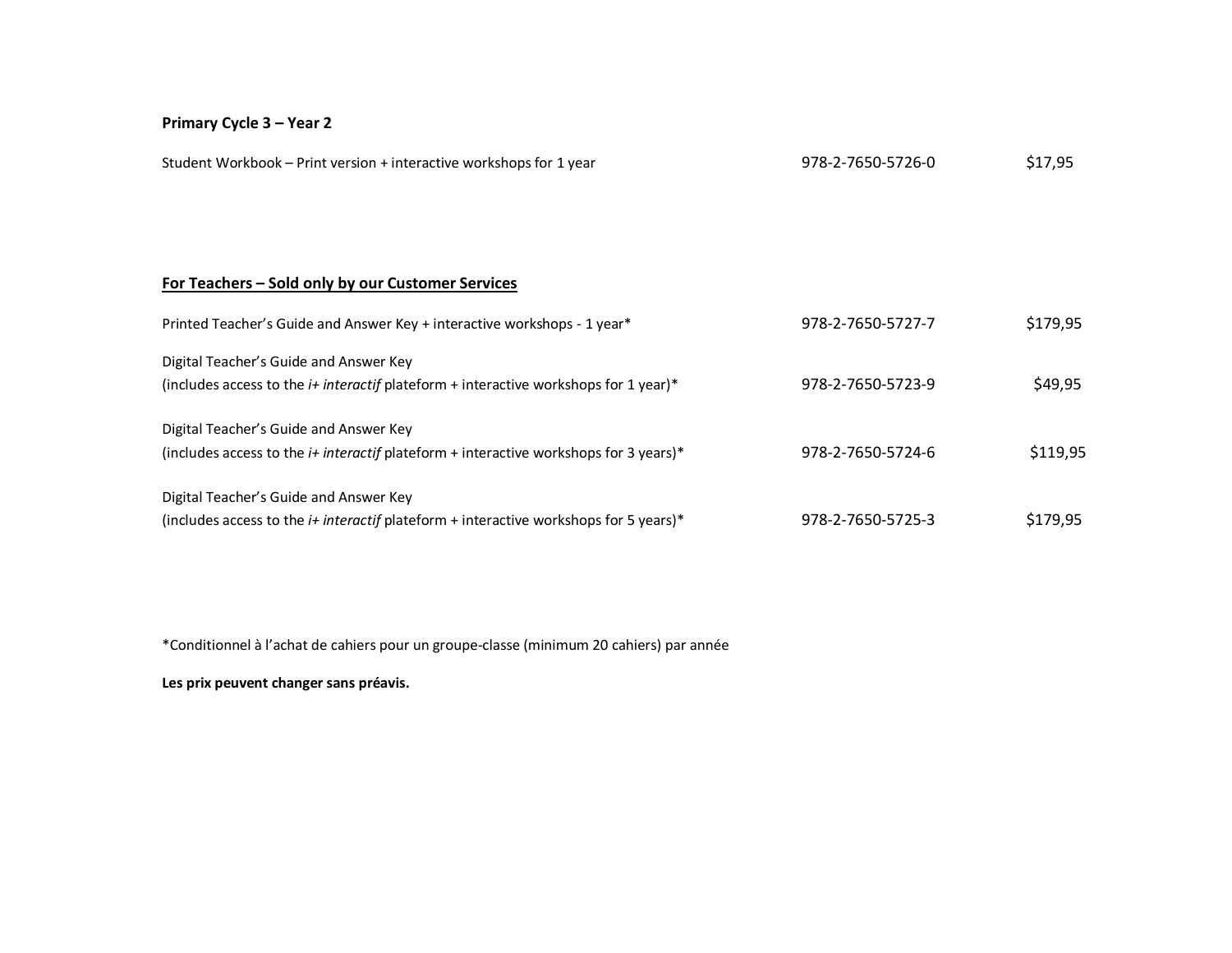**Primary Cycle 3 – Year 2**

| | | |
|---|---|---|
| Student Workbook – Print version + interactive workshops for 1 year | 978-2-7650-5726-0 | $17,95 |

**<u>For Teachers – Sold only by our Customer Services</u>**

| | | |
|---|---|---|
| Printed Teacher's Guide and Answer Key + interactive workshops - 1 year* | 978-2-7650-5727-7 | $179,95 |
| Digital Teacher's Guide and Answer Key (includes access to the *i+ interactif* plateform + interactive workshops for 1 year)* | 978-2-7650-5723-9 | $49,95 |
| Digital Teacher's Guide and Answer Key (includes access to the *i+ interactif* plateform + interactive workshops for 3 years)* | 978-2-7650-5724-6 | $119,95 |
| Digital Teacher's Guide and Answer Key (includes access to the *i+ interactif* plateform + interactive workshops for 5 years)* | 978-2-7650-5725-3 | $179,95 |

*Conditionnel à l'achat de cahiers pour un groupe-classe (minimum 20 cahiers) par année

**Les prix peuvent changer sans préavis.**